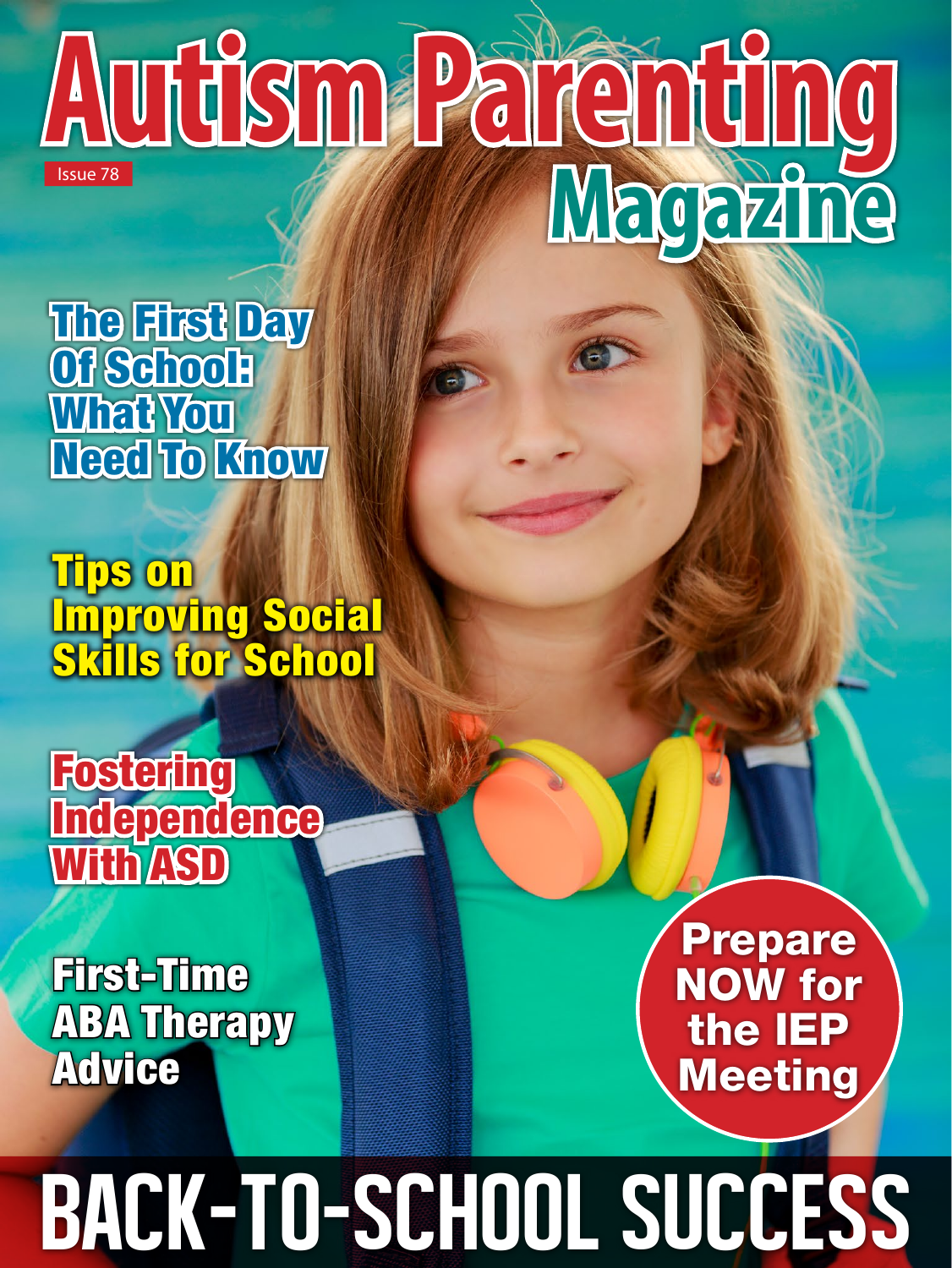# Autism Parenting Magazine

Issue 78

## The First Day Of School: What You Need To Know

## Tips on Improving Social Skills for School

## Fostering Independence With ASD

## First-Time ABA Therapy Advice

**Prepare NOW for the IEP Meeting**

# BACK-TO-SCHOOL SUCCESS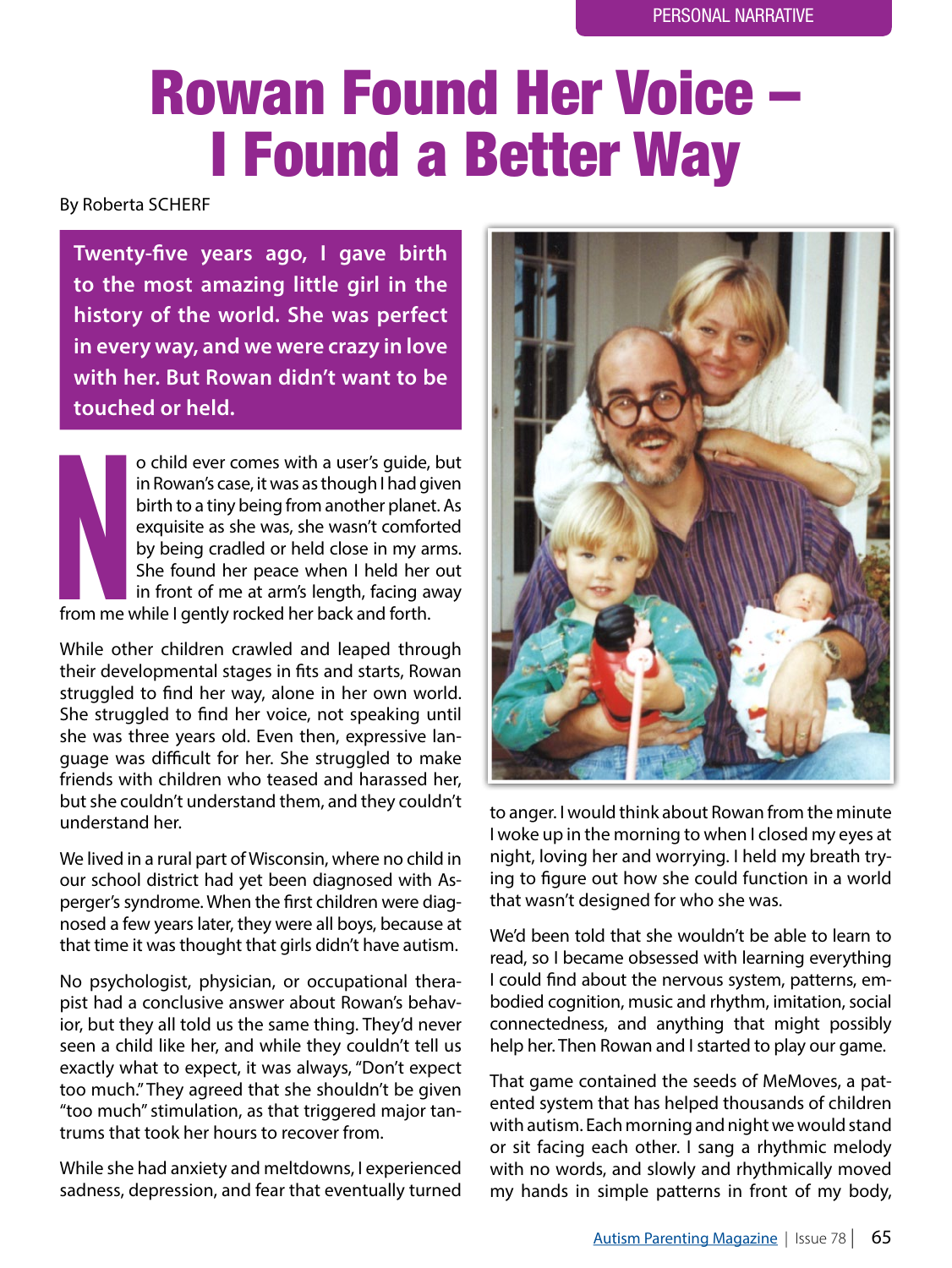PERSONAL NARRATIVE

# Rowan Found Her Voice – I Found a Better Way

By Roberta SCHERF

**Twenty-five years ago, I gave birth to the most amazing little girl in the history of the world. She was perfect in every way, and we were crazy in love with her. But Rowan didn't want to be touched or held.**

No child ever comes with a user's guide, but in Rowan's case, it was as though I had given birth to a tiny being from another planet. As exquisite as she was, she wasn't comforted by being cradled or held close in my arms. She found her peace when I held her out in front of me at arm's length, facing away from me while I gently rocked her back and forth.

While other children crawled and leaped through their developmental stages in fits and starts, Rowan struggled to find her way, alone in her own world. She struggled to find her voice, not speaking until she was three years old. Even then, expressive language was difficult for her. She struggled to make friends with children who teased and harassed her, but she couldn't understand them, and they couldn't understand her.

We lived in a rural part of Wisconsin, where no child in our school district had yet been diagnosed with Asperger's syndrome. When the first children were diagnosed a few years later, they were all boys, because at that time it was thought that girls didn't have autism.

No psychologist, physician, or occupational therapist had a conclusive answer about Rowan's behavior, but they all told us the same thing. They'd never seen a child like her, and while they couldn't tell us exactly what to expect, it was always, "Don't expect too much." They agreed that she shouldn't be given "too much" stimulation, as that triggered major tantrums that took her hours to recover from.

While she had anxiety and meltdowns, I experienced sadness, depression, and fear that eventually turned to anger. I would think about Rowan from the minute I woke up in the morning to when I closed my eyes at night, loving her and worrying. I held my breath trying to figure out how she could function in a world that wasn't designed for who she was.

We'd been told that she wouldn't be able to learn to read, so I became obsessed with learning everything I could find about the nervous system, patterns, embodied cognition, music and rhythm, imitation, social connectedness, and anything that might possibly help her. Then Rowan and I started to play our game.

That game contained the seeds of MeMoves, a patented system that has helped thousands of children with autism. Each morning and night we would stand or sit facing each other. I sang a rhythmic melody with no words, and slowly and rhythmically moved my hands in simple patterns in front of my body,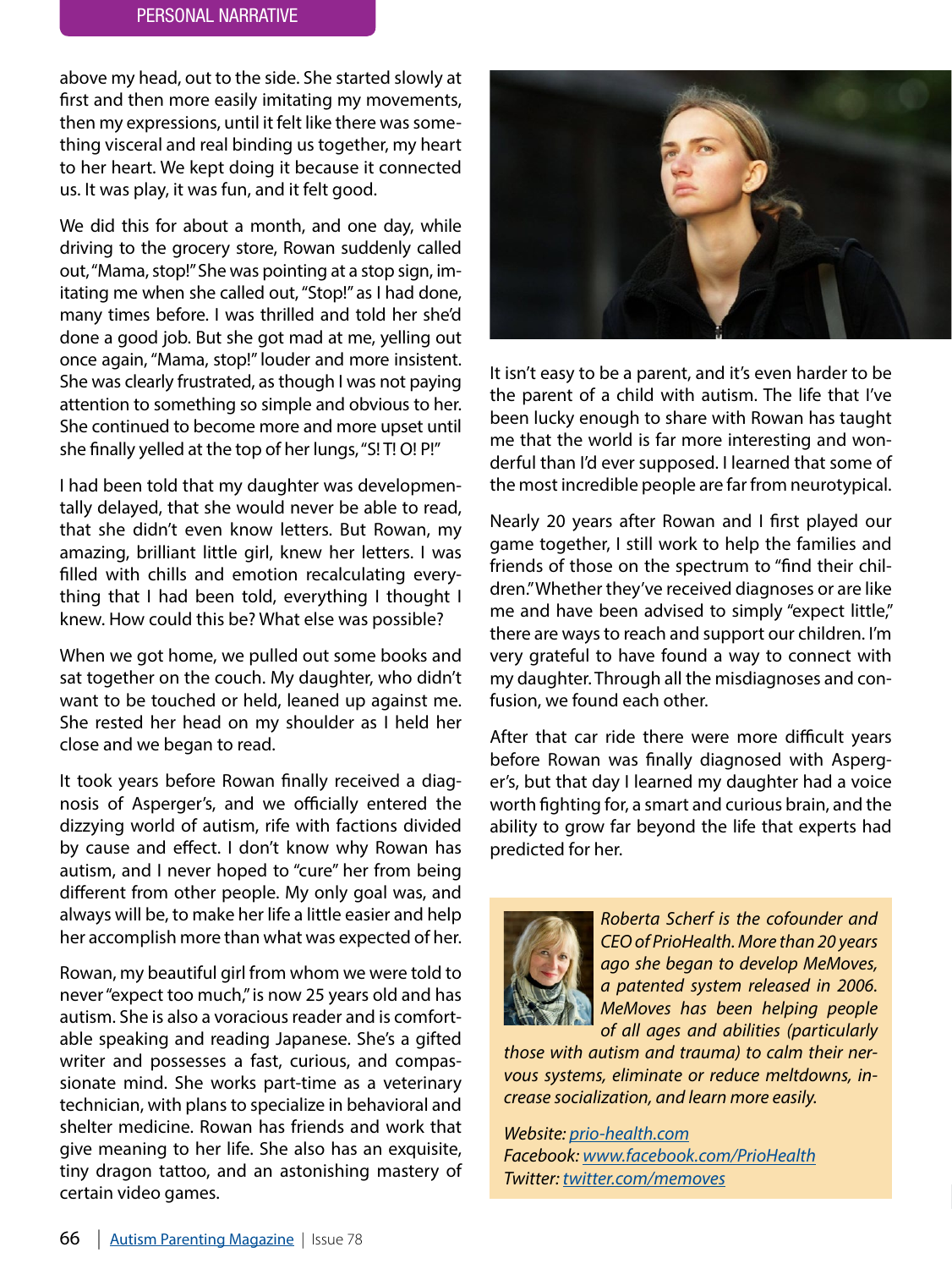above my head, out to the side. She started slowly at first and then more easily imitating my movements, then my expressions, until it felt like there was something visceral and real binding us together, my heart to her heart. We kept doing it because it connected us. It was play, it was fun, and it felt good.

We did this for about a month, and one day, while driving to the grocery store, Rowan suddenly called out, "Mama, stop!" She was pointing at a stop sign, imitating me when she called out, "Stop!" as I had done, many times before. I was thrilled and told her she'd done a good job. But she got mad at me, yelling out once again, "Mama, stop!" louder and more insistent. She was clearly frustrated, as though I was not paying attention to something so simple and obvious to her. She continued to become more and more upset until she finally yelled at the top of her lungs, "S! T! O! P!"

I had been told that my daughter was developmentally delayed, that she would never be able to read, that she didn't even know letters. But Rowan, my amazing, brilliant little girl, knew her letters. I was filled with chills and emotion recalculating everything that I had been told, everything I thought I knew. How could this be? What else was possible?

When we got home, we pulled out some books and sat together on the couch. My daughter, who didn't want to be touched or held, leaned up against me. She rested her head on my shoulder as I held her close and we began to read.

It took years before Rowan finally received a diagnosis of Asperger's, and we officially entered the dizzying world of autism, rife with factions divided by cause and effect. I don't know why Rowan has autism, and I never hoped to "cure" her from being different from other people. My only goal was, and always will be, to make her life a little easier and help her accomplish more than what was expected of her.

Rowan, my beautiful girl from whom we were told to never "expect too much," is now 25 years old and has autism. She is also a voracious reader and is comfortable speaking and reading Japanese. She's a gifted writer and possesses a fast, curious, and compassionate mind. She works part-time as a veterinary technician, with plans to specialize in behavioral and shelter medicine. Rowan has friends and work that give meaning to her life. She also has an exquisite, tiny dragon tattoo, and an astonishing mastery of certain video games.

It isn't easy to be a parent, and it's even harder to be the parent of a child with autism. The life that I've been lucky enough to share with Rowan has taught me that the world is far more interesting and wonderful than I'd ever supposed. I learned that some of the most incredible people are far from neurotypical.

Nearly 20 years after Rowan and I first played our game together, I still work to help the families and friends of those on the spectrum to "find their children." Whether they've received diagnoses or are like me and have been advised to simply "expect little," there are ways to reach and support our children. I'm very grateful to have found a way to connect with my daughter. Through all the misdiagnoses and confusion, we found each other.

After that car ride there were more difficult years before Rowan was finally diagnosed with Asperger's, but that day I learned my daughter had a voice worth fighting for, a smart and curious brain, and the ability to grow far beyond the life that experts had predicted for her.

*Roberta Scherf is the cofounder and CEO of PrioHealth. More than 20 years ago she began to develop MeMoves, a patented system released in 2006. MeMoves has been helping people of all ages and abilities (particularly those with autism and trauma) to calm their nervous systems, eliminate or reduce meltdowns, increase socialization, and learn more easily.*

*Website:* prio-health.com
*Facebook:* www.facebook.com/PrioHealth
*Twitter:* twitter.com/memoves